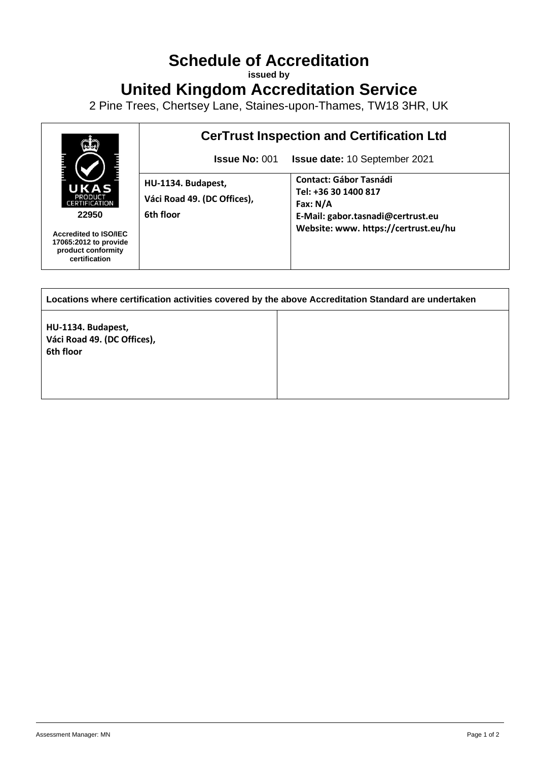# Schedule of Accreditation

**issued by**

# United Kingdom Accreditation Service

2 Pine Trees, Chertsey Lane, Staines-upon-Thames, TW18 3HR, UK

| UKAS PRODUCT CERTIFICATION **22950** | **CerTrust Inspection and Certification Ltd** | |
|---|---|---|
| | **Issue No:** 001 | **Issue date:** 10 September 2021 |
| **Accredited to ISO/IEC 17065:2012 to provide product conformity certification** | **HU-1134. Budapest,**<br>**Váci Road 49. (DC Offices),**<br>**6th floor** | **Contact: Gábor Tasnádi**<br>**Tel: +36 30 1400 817**<br>**Fax: N/A**<br>**E-Mail: gabor.tasnadi@certrust.eu**<br>**Website: www. https://certrust.eu/hu** |

| **Locations where certification activities covered by the above Accreditation Standard are undertaken** | |
|---|---|
| **HU-1134. Budapest,**<br>**Váci Road 49. (DC Offices),**<br>**6th floor** | |

Assessment Manager: MN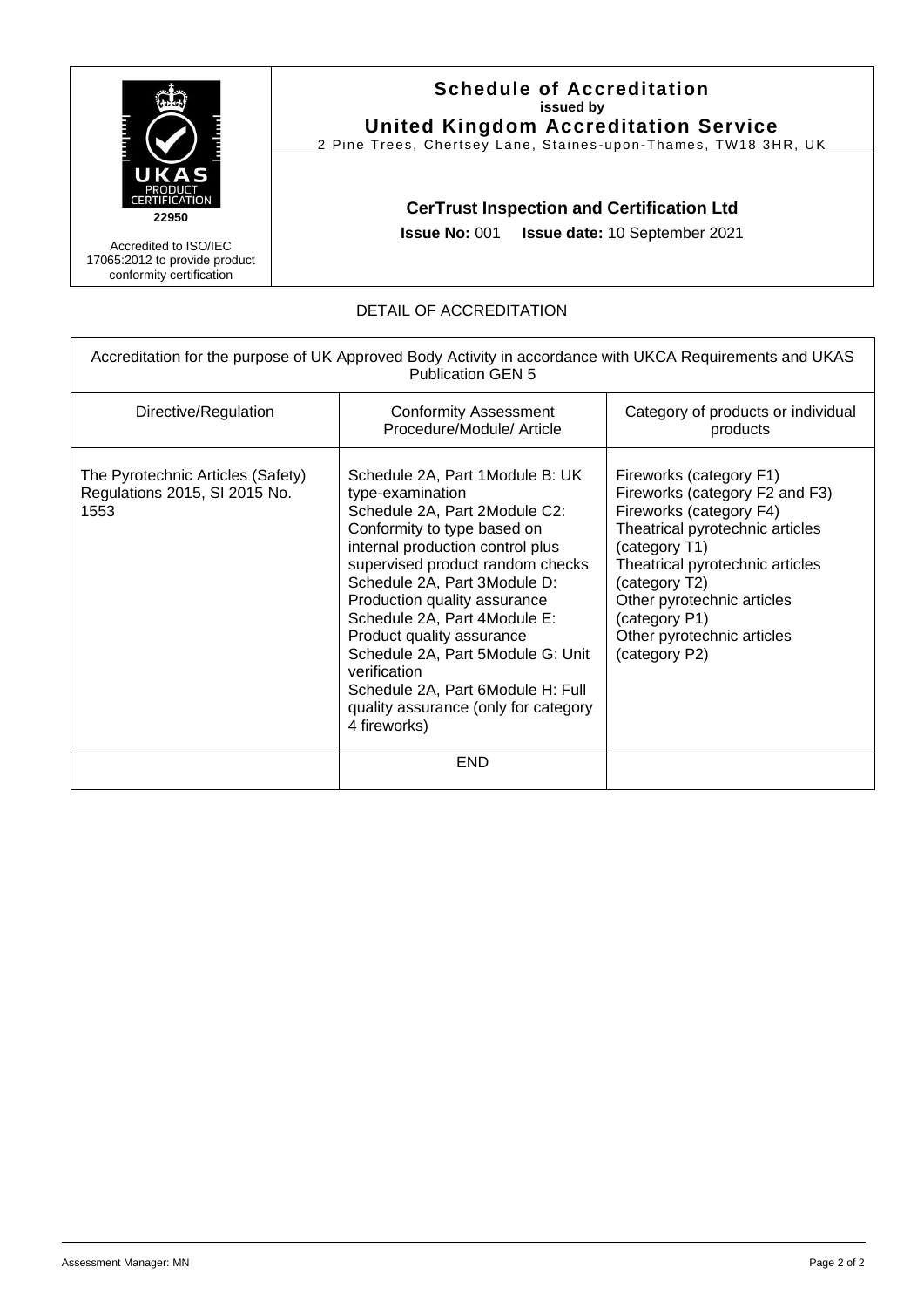22950

Accredited to ISO/IEC 17065:2012 to provide product conformity certification

# Schedule of Accreditation
**issued by**
**United Kingdom Accreditation Service**
2 Pine Trees, Chertsey Lane, Staines-upon-Thames, TW18 3HR, UK

## CerTrust Inspection and Certification Ltd

**Issue No:** 001 **Issue date:** 10 September 2021

DETAIL OF ACCREDITATION

| Accreditation for the purpose of UK Approved Body Activity in accordance with UKCA Requirements and UKAS Publication GEN 5 | | |
|---|---|---|
| Directive/Regulation | Conformity Assessment Procedure/Module/ Article | Category of products or individual products |
| The Pyrotechnic Articles (Safety) Regulations 2015, SI 2015 No. 1553 | Schedule 2A, Part 1Module B: UK type-examination<br>Schedule 2A, Part 2Module C2: Conformity to type based on internal production control plus supervised product random checks<br>Schedule 2A, Part 3Module D: Production quality assurance<br>Schedule 2A, Part 4Module E: Product quality assurance<br>Schedule 2A, Part 5Module G: Unit verification<br>Schedule 2A, Part 6Module H: Full quality assurance (only for category 4 fireworks) | Fireworks (category F1)<br>Fireworks (category F2 and F3)<br>Fireworks (category F4)<br>Theatrical pyrotechnic articles (category T1)<br>Theatrical pyrotechnic articles (category T2)<br>Other pyrotechnic articles (category P1)<br>Other pyrotechnic articles (category P2) |
| | END | |

Assessment Manager: MN